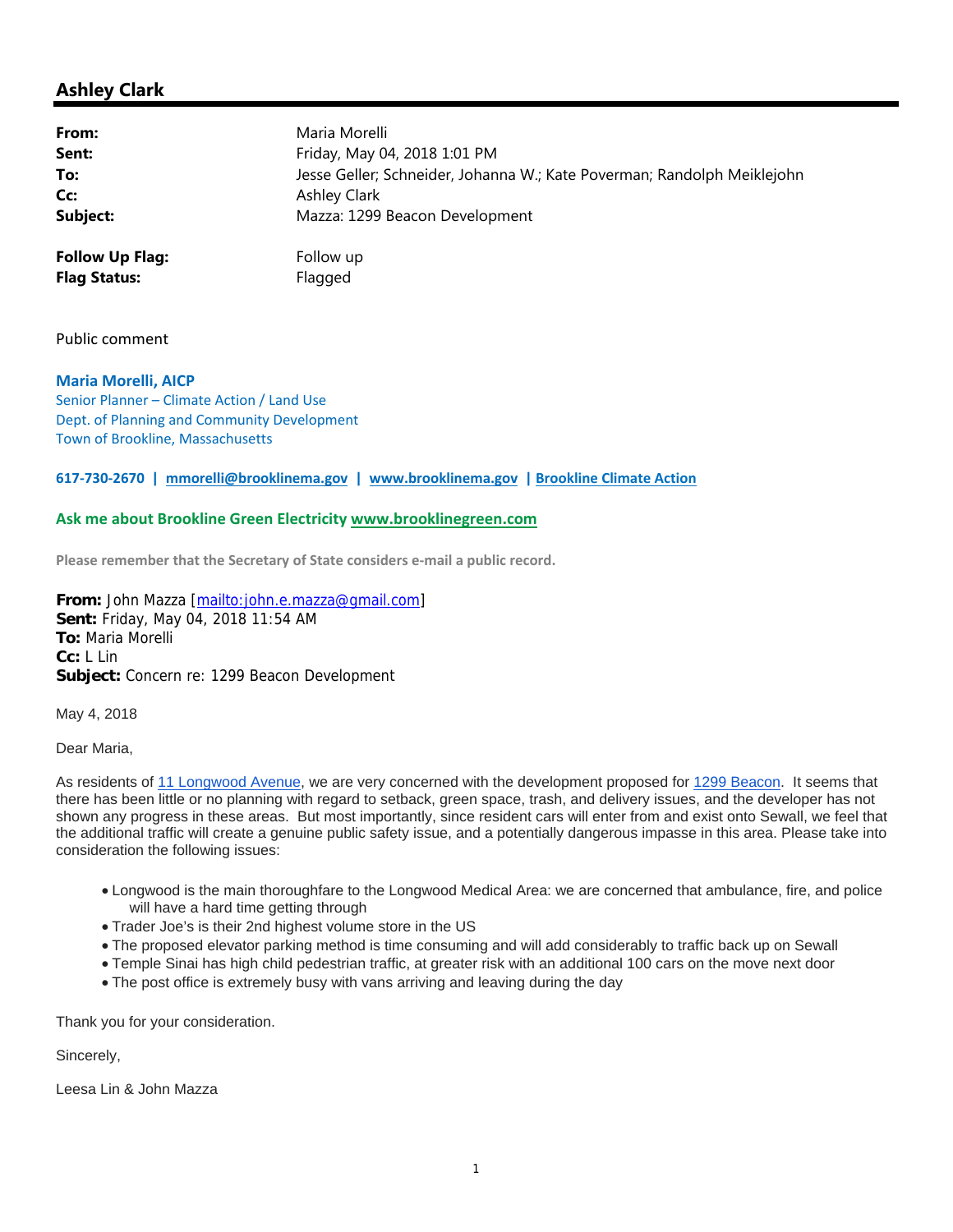## Ashley Clark

**From:** Maria Morelli
**Sent:** Friday, May 04, 2018 1:01 PM
**To:** Jesse Geller; Schneider, Johanna W.; Kate Poverman; Randolph Meiklejohn
**Cc:** Ashley Clark
**Subject:** Mazza: 1299 Beacon Development

**Follow Up Flag:** Follow up
**Flag Status:** Flagged

Public comment

**Maria Morelli, AICP**
Senior Planner – Climate Action / Land Use
Dept. of Planning and Community Development
Town of Brookline, Massachusetts

**617-730-2670 | mmorelli@brooklinema.gov | www.brooklinema.gov | Brookline Climate Action**

**Ask me about Brookline Green Electricity www.brooklinegreen.com**

**Please remember that the Secretary of State considers e-mail a public record.**

**From:** John Mazza [mailto:john.e.mazza@gmail.com]
**Sent:** Friday, May 04, 2018 11:54 AM
**To:** Maria Morelli
**Cc:** L Lin
**Subject:** Concern re: 1299 Beacon Development

May 4, 2018

Dear Maria,

As residents of 11 Longwood Avenue, we are very concerned with the development proposed for 1299 Beacon. It seems that there has been little or no planning with regard to setback, green space, trash, and delivery issues, and the developer has not shown any progress in these areas. But most importantly, since resident cars will enter from and exist onto Sewall, we feel that the additional traffic will create a genuine public safety issue, and a potentially dangerous impasse in this area. Please take into consideration the following issues:

- Longwood is the main thoroughfare to the Longwood Medical Area: we are concerned that ambulance, fire, and police will have a hard time getting through
- Trader Joe's is their 2nd highest volume store in the US
- The proposed elevator parking method is time consuming and will add considerably to traffic back up on Sewall
- Temple Sinai has high child pedestrian traffic, at greater risk with an additional 100 cars on the move next door
- The post office is extremely busy with vans arriving and leaving during the day

Thank you for your consideration.

Sincerely,

Leesa Lin & John Mazza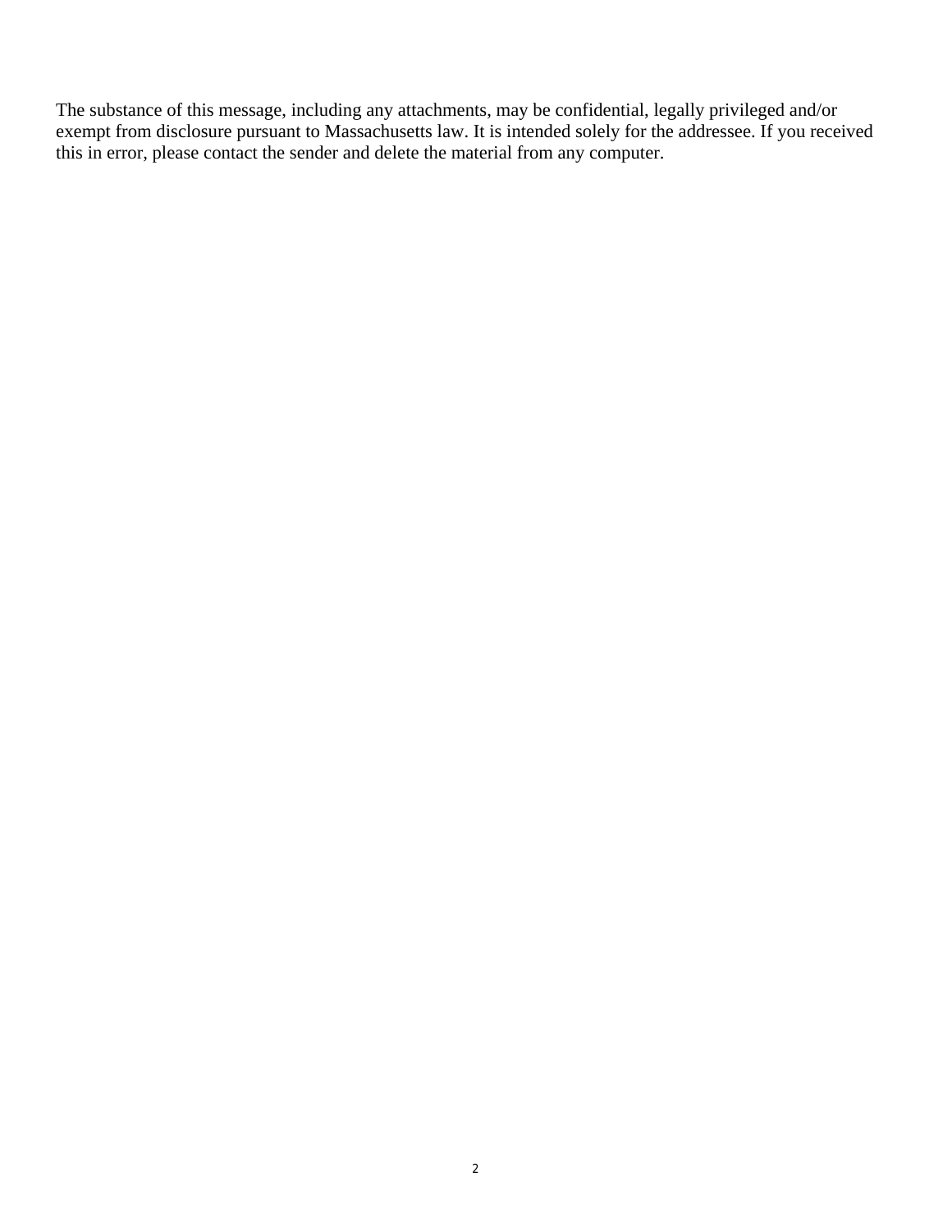The substance of this message, including any attachments, may be confidential, legally privileged and/or exempt from disclosure pursuant to Massachusetts law. It is intended solely for the addressee. If you received this in error, please contact the sender and delete the material from any computer.